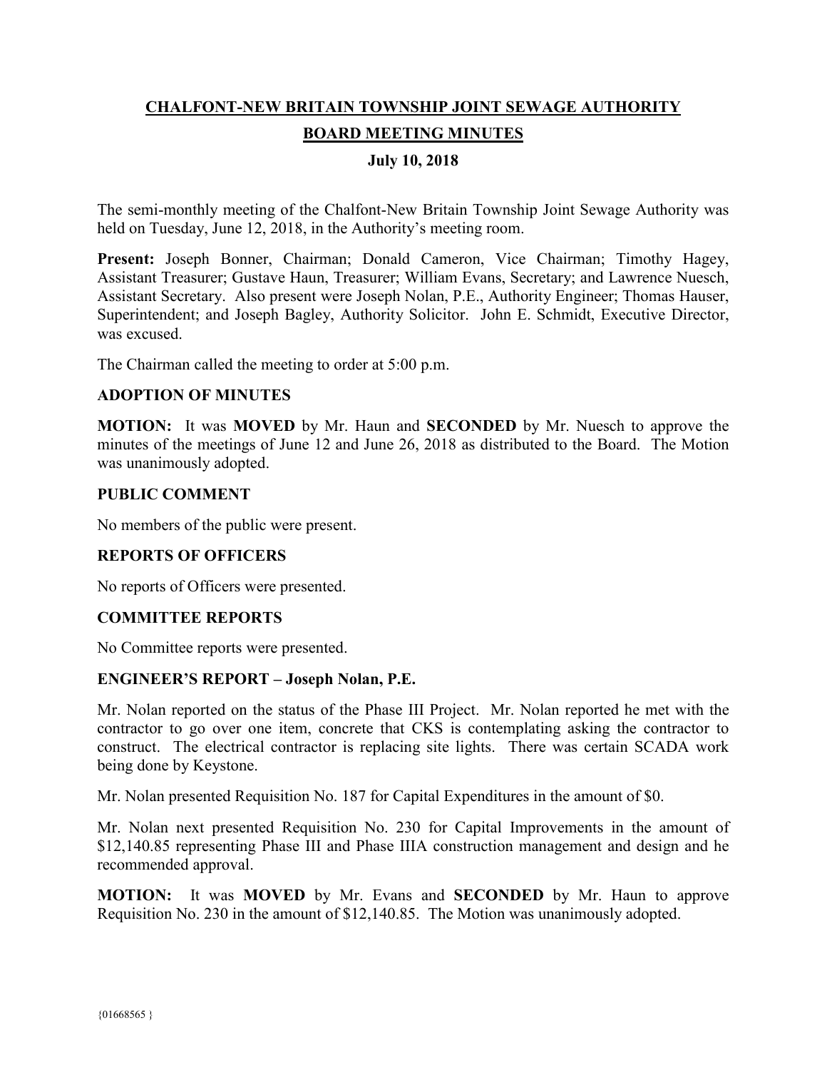# CHALFONT-NEW BRITAIN TOWNSHIP JOINT SEWAGE AUTHORITY

## BOARD MEETING MINUTES

### July 10, 2018

The semi-monthly meeting of the Chalfont-New Britain Township Joint Sewage Authority was held on Tuesday, June 12, 2018, in the Authority's meeting room.

**Present:** Joseph Bonner, Chairman; Donald Cameron, Vice Chairman; Timothy Hagey, Assistant Treasurer; Gustave Haun, Treasurer; William Evans, Secretary; and Lawrence Nuesch, Assistant Secretary. Also present were Joseph Nolan, P.E., Authority Engineer; Thomas Hauser, Superintendent; and Joseph Bagley, Authority Solicitor. John E. Schmidt, Executive Director, was excused.

The Chairman called the meeting to order at 5:00 p.m.

**ADOPTION OF MINUTES**

**MOTION:** It was **MOVED** by Mr. Haun and **SECONDED** by Mr. Nuesch to approve the minutes of the meetings of June 12 and June 26, 2018 as distributed to the Board. The Motion was unanimously adopted.

**PUBLIC COMMENT**

No members of the public were present.

**REPORTS OF OFFICERS**

No reports of Officers were presented.

**COMMITTEE REPORTS**

No Committee reports were presented.

**ENGINEER'S REPORT – Joseph Nolan, P.E.**

Mr. Nolan reported on the status of the Phase III Project. Mr. Nolan reported he met with the contractor to go over one item, concrete that CKS is contemplating asking the contractor to construct. The electrical contractor is replacing site lights. There was certain SCADA work being done by Keystone.

Mr. Nolan presented Requisition No. 187 for Capital Expenditures in the amount of $0.

Mr. Nolan next presented Requisition No. 230 for Capital Improvements in the amount of $12,140.85 representing Phase III and Phase IIIA construction management and design and he recommended approval.

**MOTION:** It was **MOVED** by Mr. Evans and **SECONDED** by Mr. Haun to approve Requisition No. 230 in the amount of $12,140.85. The Motion was unanimously adopted.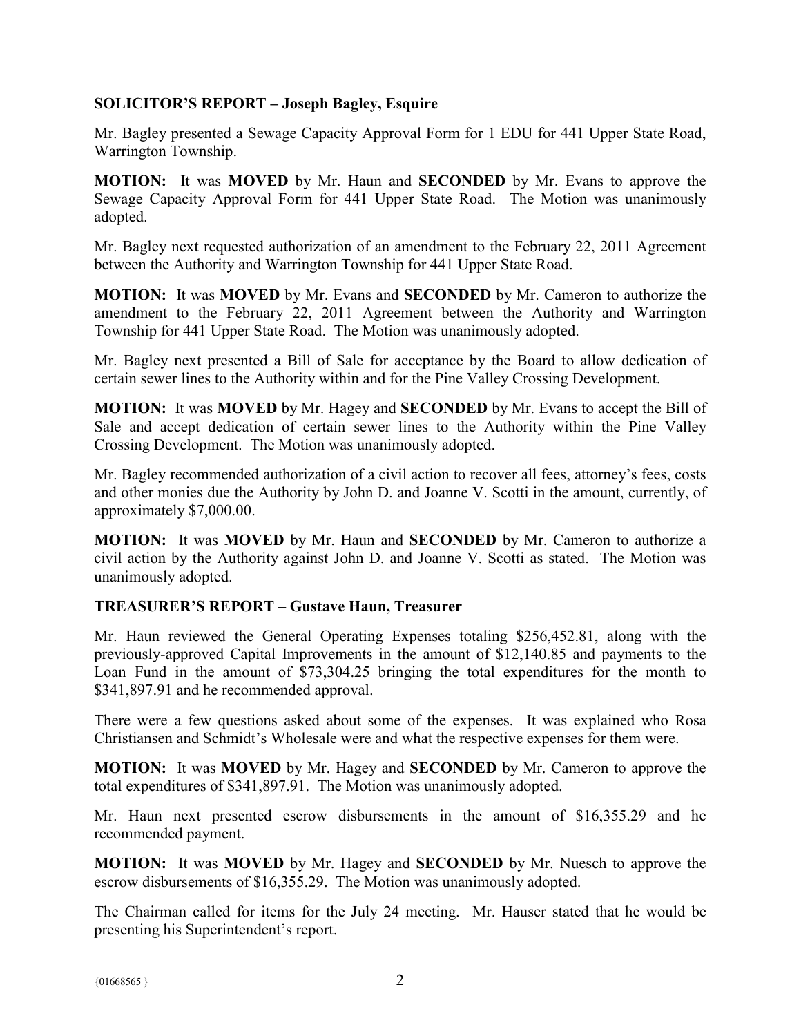**SOLICITOR'S REPORT – Joseph Bagley, Esquire**

Mr. Bagley presented a Sewage Capacity Approval Form for 1 EDU for 441 Upper State Road, Warrington Township.

**MOTION:** It was **MOVED** by Mr. Haun and **SECONDED** by Mr. Evans to approve the Sewage Capacity Approval Form for 441 Upper State Road. The Motion was unanimously adopted.

Mr. Bagley next requested authorization of an amendment to the February 22, 2011 Agreement between the Authority and Warrington Township for 441 Upper State Road.

**MOTION:** It was **MOVED** by Mr. Evans and **SECONDED** by Mr. Cameron to authorize the amendment to the February 22, 2011 Agreement between the Authority and Warrington Township for 441 Upper State Road. The Motion was unanimously adopted.

Mr. Bagley next presented a Bill of Sale for acceptance by the Board to allow dedication of certain sewer lines to the Authority within and for the Pine Valley Crossing Development.

**MOTION:** It was **MOVED** by Mr. Hagey and **SECONDED** by Mr. Evans to accept the Bill of Sale and accept dedication of certain sewer lines to the Authority within the Pine Valley Crossing Development. The Motion was unanimously adopted.

Mr. Bagley recommended authorization of a civil action to recover all fees, attorney's fees, costs and other monies due the Authority by John D. and Joanne V. Scotti in the amount, currently, of approximately $7,000.00.

**MOTION:** It was **MOVED** by Mr. Haun and **SECONDED** by Mr. Cameron to authorize a civil action by the Authority against John D. and Joanne V. Scotti as stated. The Motion was unanimously adopted.

**TREASURER'S REPORT – Gustave Haun, Treasurer**

Mr. Haun reviewed the General Operating Expenses totaling $256,452.81, along with the previously-approved Capital Improvements in the amount of $12,140.85 and payments to the Loan Fund in the amount of $73,304.25 bringing the total expenditures for the month to $341,897.91 and he recommended approval.

There were a few questions asked about some of the expenses. It was explained who Rosa Christiansen and Schmidt's Wholesale were and what the respective expenses for them were.

**MOTION:** It was **MOVED** by Mr. Hagey and **SECONDED** by Mr. Cameron to approve the total expenditures of $341,897.91. The Motion was unanimously adopted.

Mr. Haun next presented escrow disbursements in the amount of $16,355.29 and he recommended payment.

**MOTION:** It was **MOVED** by Mr. Hagey and **SECONDED** by Mr. Nuesch to approve the escrow disbursements of $16,355.29. The Motion was unanimously adopted.

The Chairman called for items for the July 24 meeting. Mr. Hauser stated that he would be presenting his Superintendent's report.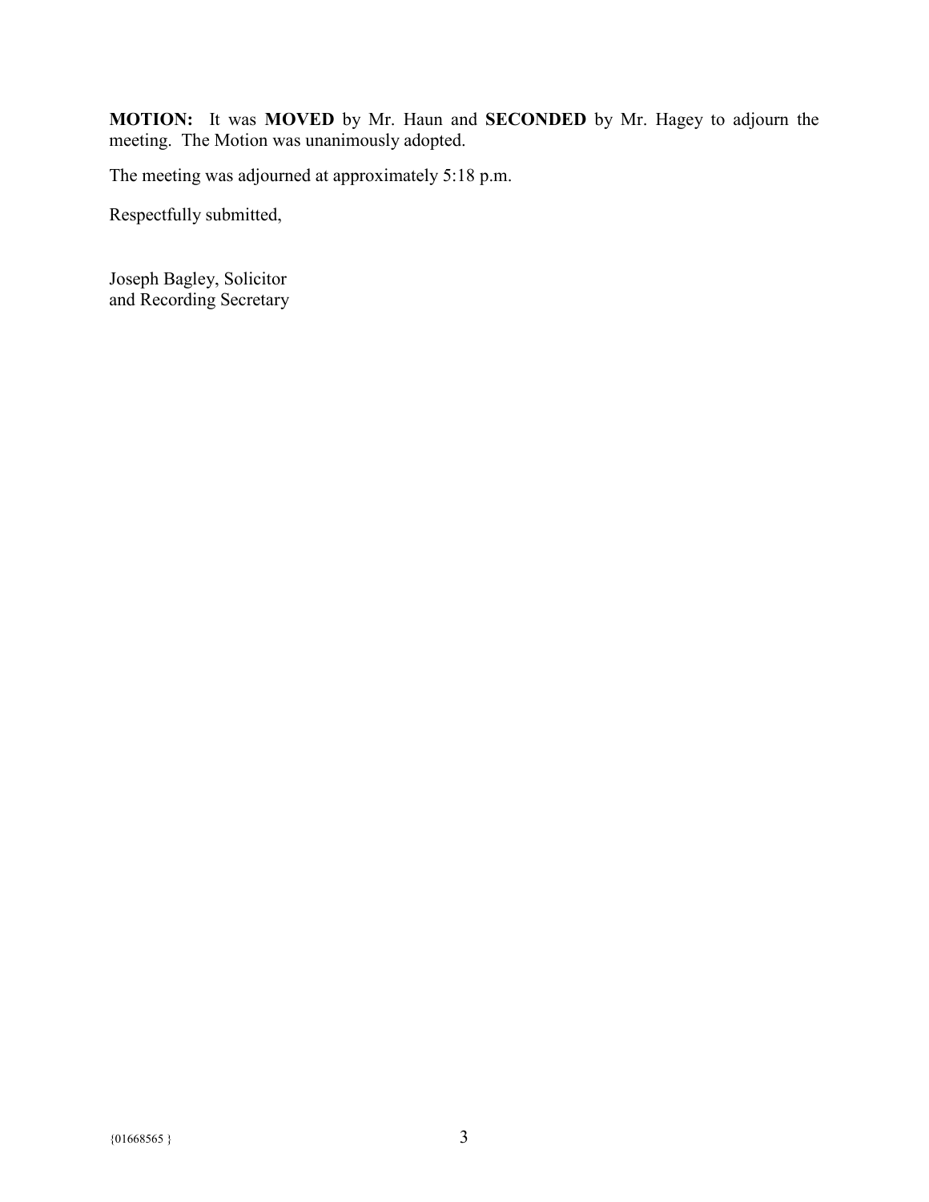**MOTION:** It was **MOVED** by Mr. Haun and **SECONDED** by Mr. Hagey to adjourn the meeting. The Motion was unanimously adopted.

The meeting was adjourned at approximately 5:18 p.m.

Respectfully submitted,

Joseph Bagley, Solicitor
and Recording Secretary

{01668565 }